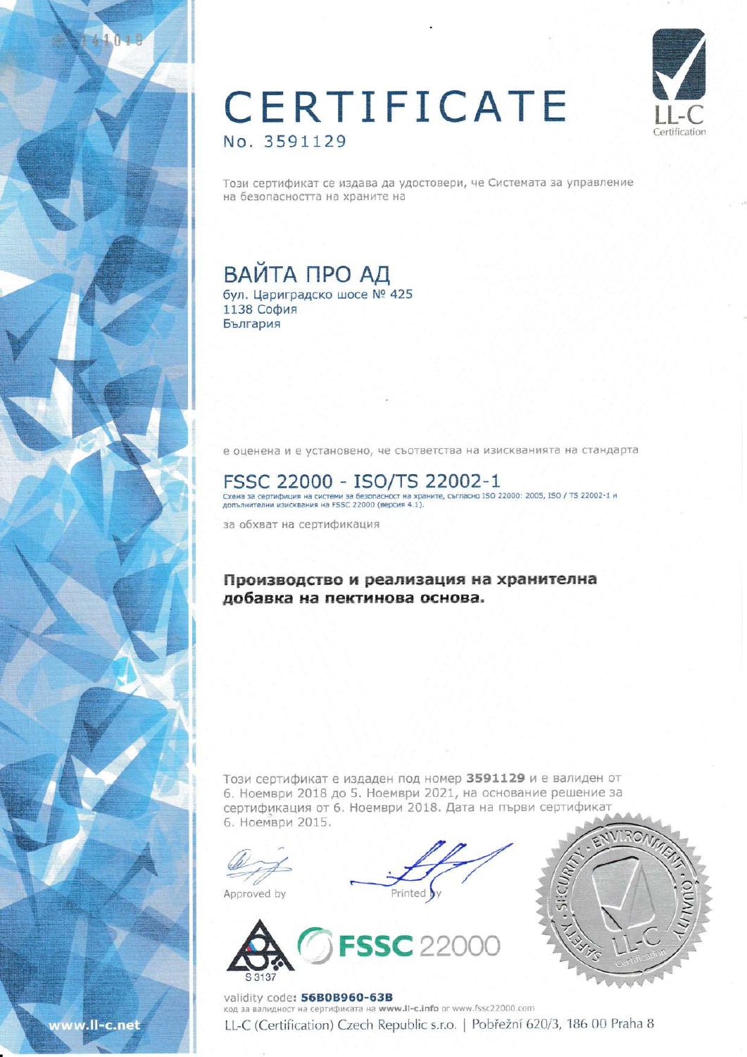# CERTIFICATE

No. 3591129

LL-C Certification

Този сертификат се издава да удостовери, че Системата за управление на безопасността на храните на

## ВАЙТА ПРО АД

бул. Цариградско шосе № 425
1138 София
България

е оценена и е установено, че съответства на изискванията на стандарта

## FSSC 22000 - ISO/TS 22002-1

Схема за сертификация на системи за безопасност на храните, съгласно ISO 22000: 2005, ISO / TS 22002-1 и допълнителни изисквания на FSSC 22000 (версия 4.1).

за обхват на сертификация

**Производство и реализация на хранителна добавка на пектинова основа.**

Този сертификат е издаден под номер **3591129** и е валиден от 6. Ноември 2018 до 5. Ноември 2021, на основание решение за сертификация от 6. Ноември 2018. Дата на първи сертификат 6. Ноември 2015.

Approved by

Printed by

S 3137

FSSC 22000

SAFETY · SECURITY · ENVIRONMENT · QUALITY

LL-C Certification

validity code: **56B0B960-63B**

код за валидност на сертификата на **www.ll-c.info** or www.fssc22000.com

LL-C (Certification) Czech Republic s.r.o. | Pobřežní 620/3, 186 00 Praha 8

www.ll-c.net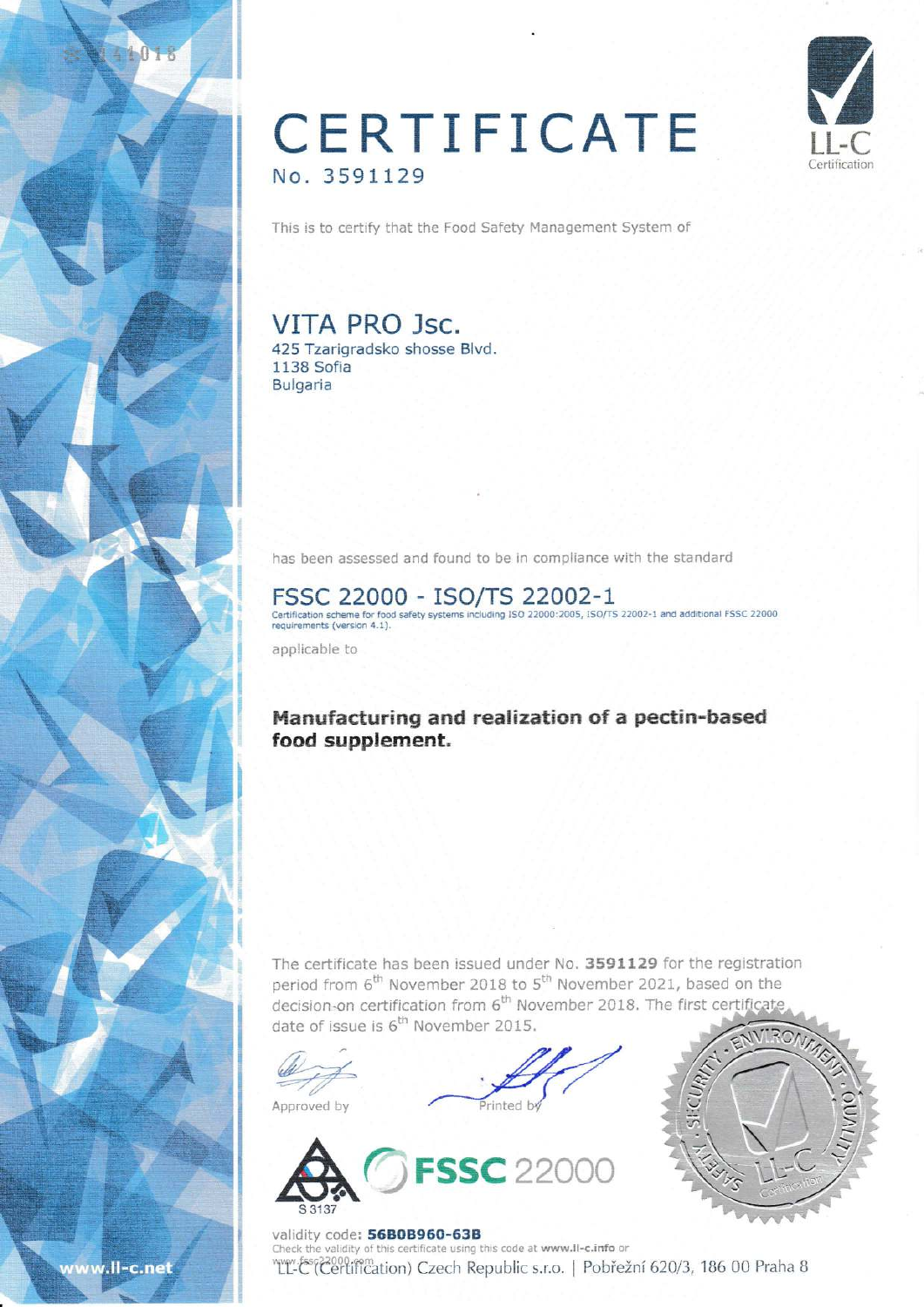# CERTIFICATE

No. 3591129

This is to certify that the Food Safety Management System of

## VITA PRO Jsc.

425 Tzarigradsko shosse Blvd.
1138 Sofia
Bulgaria

has been assessed and found to be in compliance with the standard

## FSSC 22000 - ISO/TS 22002-1

Certification scheme for food safety systems including ISO 22000:2005, ISO/TS 22002-1 and additional FSSC 22000 requirements (version 4.1).

applicable to

**Manufacturing and realization of a pectin-based food supplement.**

The certificate has been issued under No. **3591129** for the registration period from 6th November 2018 to 5th November 2021, based on the decision-on certification from 6th November 2018. The first certificate date of issue is 6th November 2015.

Approved by

Printed by

S 3137

FSSC 22000

validity code: **56B0B960-63B**

Check the validity of this certificate using this code at **www.ll-c.info** or www.fssc22000.com

LL-C (Certification) Czech Republic s.r.o. | Pobřežní 620/3, 186 00 Praha 8

www.ll-c.net